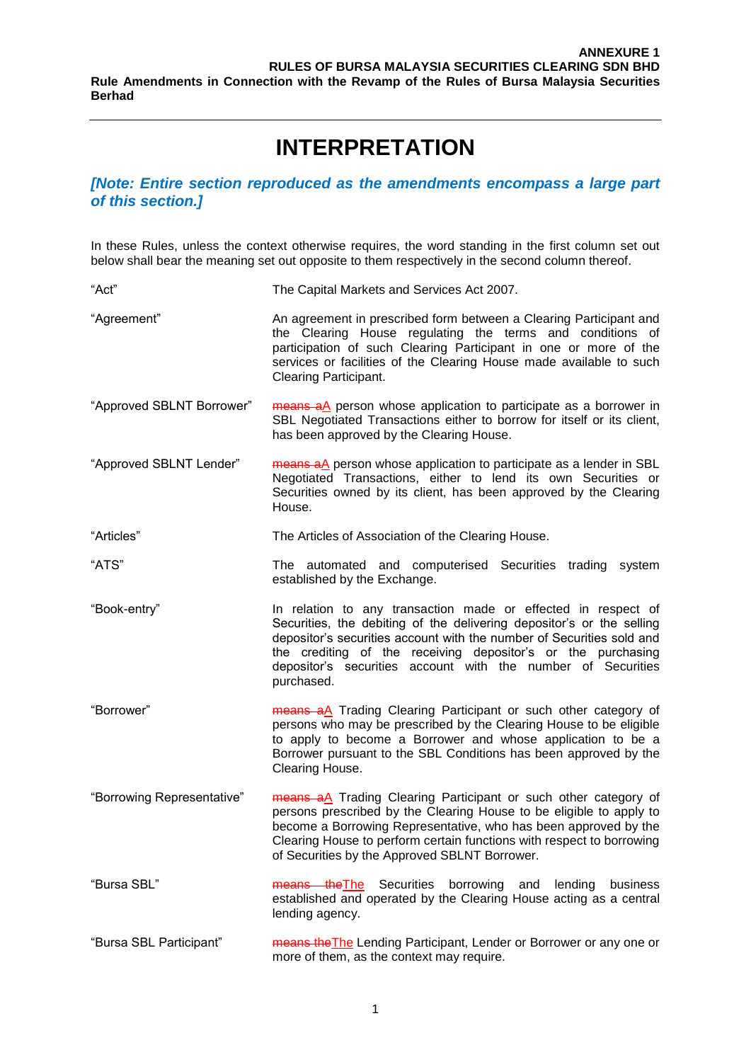**ANNEXURE 1**
**RULES OF BURSA MALAYSIA SECURITIES CLEARING SDN BHD**
**Rule Amendments in Connection with the Revamp of the Rules of Bursa Malaysia Securities Berhad**

# INTERPRETATION

***[Note: Entire section reproduced as the amendments encompass a large part of this section.]***

In these Rules, unless the context otherwise requires, the word standing in the first column set out below shall bear the meaning set out opposite to them respectively in the second column thereof.

| | |
|---|---|
| "Act" | The Capital Markets and Services Act 2007. |
| "Agreement" | An agreement in prescribed form between a Clearing Participant and the Clearing House regulating the terms and conditions of participation of such Clearing Participant in one or more of the services or facilities of the Clearing House made available to such Clearing Participant. |
| "Approved SBLNT Borrower" | ~~means a~~A person whose application to participate as a borrower in SBL Negotiated Transactions either to borrow for itself or its client, has been approved by the Clearing House. |
| "Approved SBLNT Lender" | ~~means a~~A person whose application to participate as a lender in SBL Negotiated Transactions, either to lend its own Securities or Securities owned by its client, has been approved by the Clearing House. |
| "Articles" | The Articles of Association of the Clearing House. |
| "ATS" | The automated and computerised Securities trading system established by the Exchange. |
| "Book-entry" | In relation to any transaction made or effected in respect of Securities, the debiting of the delivering depositor's or the selling depositor's securities account with the number of Securities sold and the crediting of the receiving depositor's or the purchasing depositor's securities account with the number of Securities purchased. |
| "Borrower" | ~~means a~~A Trading Clearing Participant or such other category of persons who may be prescribed by the Clearing House to be eligible to apply to become a Borrower and whose application to be a Borrower pursuant to the SBL Conditions has been approved by the Clearing House. |
| "Borrowing Representative" | ~~means a~~A Trading Clearing Participant or such other category of persons prescribed by the Clearing House to be eligible to apply to become a Borrowing Representative, who has been approved by the Clearing House to perform certain functions with respect to borrowing of Securities by the Approved SBLNT Borrower. |
| "Bursa SBL" | ~~means the~~The Securities borrowing and lending business established and operated by the Clearing House acting as a central lending agency. |
| "Bursa SBL Participant" | ~~means the~~The Lending Participant, Lender or Borrower or any one or more of them, as the context may require. |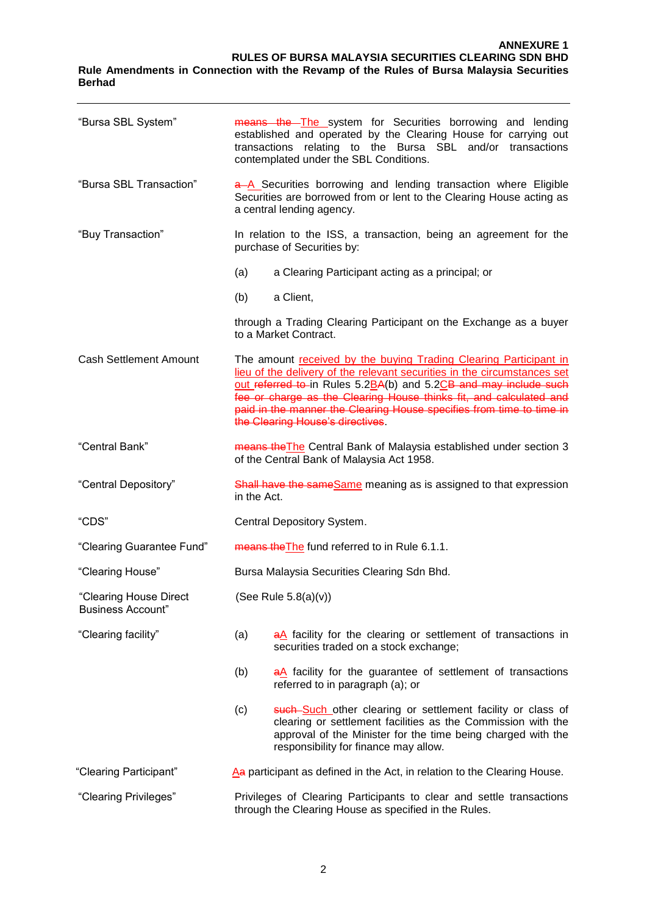| Term | Definition |
|---|---|
| "Bursa SBL System" | ~~means the~~ <u>The</u> system for Securities borrowing and lending established and operated by the Clearing House for carrying out transactions relating to the Bursa SBL and/or transactions contemplated under the SBL Conditions. |
| "Bursa SBL Transaction" | ~~a~~ <u>A</u> Securities borrowing and lending transaction where Eligible Securities are borrowed from or lent to the Clearing House acting as a central lending agency. |
| "Buy Transaction" | In relation to the ISS, a transaction, being an agreement for the purchase of Securities by:<br><br>(a) a Clearing Participant acting as a principal; or<br><br>(b) a Client,<br><br>through a Trading Clearing Participant on the Exchange as a buyer to a Market Contract. |
| Cash Settlement Amount | The amount <u>received by the buying Trading Clearing Participant in lieu of the delivery of the relevant securities in the circumstances set out</u> ~~referred to~~ in Rules 5.2<u>B</u>A(b) and 5.2<u>C</u>B ~~and may include such fee or charge as the Clearing House thinks fit, and calculated and paid in the manner the Clearing House specifies from time to time in the Clearing House's directives~~. |
| "Central Bank" | ~~means the~~<u>The</u> Central Bank of Malaysia established under section 3 of the Central Bank of Malaysia Act 1958. |
| "Central Depository" | ~~Shall have the same~~<u>Same</u> meaning as is assigned to that expression in the Act. |
| "CDS" | Central Depository System. |
| "Clearing Guarantee Fund" | ~~means the~~<u>The</u> fund referred to in Rule 6.1.1. |
| "Clearing House" | Bursa Malaysia Securities Clearing Sdn Bhd. |
| "Clearing House Direct Business Account" | (See Rule 5.8(a)(v)) |
| "Clearing facility" | (a) ~~a~~<u>A</u> facility for the clearing or settlement of transactions in securities traded on a stock exchange;<br><br>(b) ~~a~~<u>A</u> facility for the guarantee of settlement of transactions referred to in paragraph (a); or<br><br>(c) ~~such~~ <u>Such</u> other clearing or settlement facility or class of clearing or settlement facilities as the Commission with the approval of the Minister for the time being charged with the responsibility for finance may allow. |
| "Clearing Participant" | <u>A</u>~~a~~ participant as defined in the Act, in relation to the Clearing House. |
| "Clearing Privileges" | Privileges of Clearing Participants to clear and settle transactions through the Clearing House as specified in the Rules. |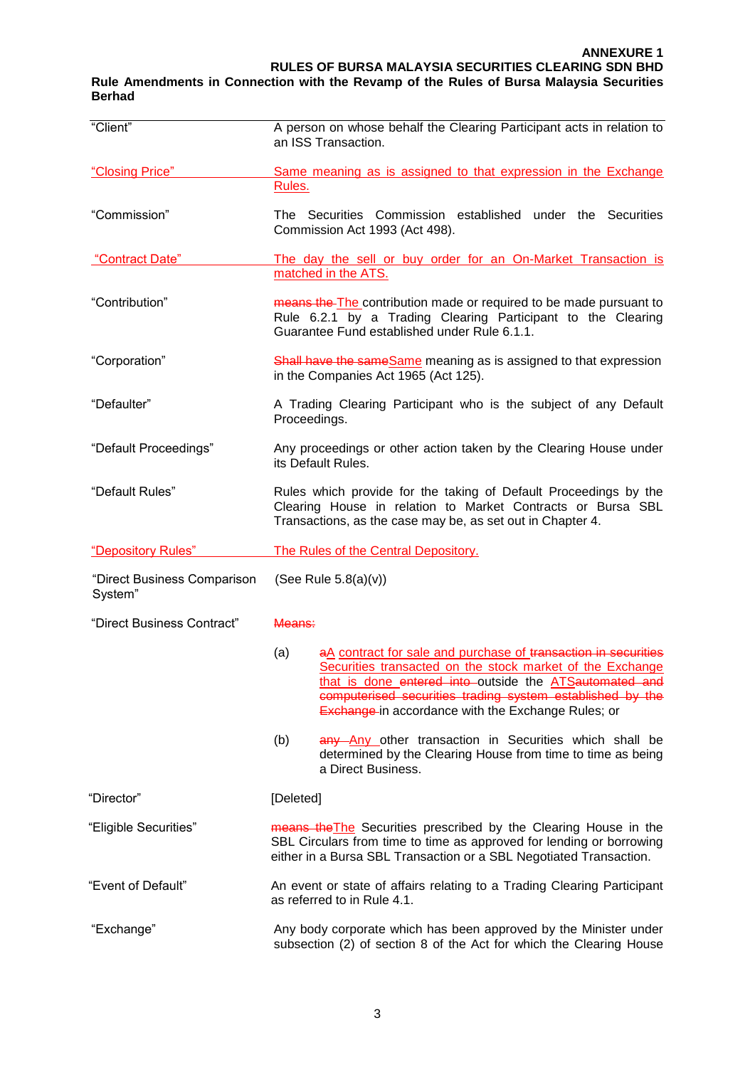**ANNEXURE 1**

**RULES OF BURSA MALAYSIA SECURITIES CLEARING SDN BHD**

**Rule Amendments in Connection with the Revamp of the Rules of Bursa Malaysia Securities Berhad**

| | |
|---|---|
| "Client" | A person on whose behalf the Clearing Participant acts in relation to an ISS Transaction. |
| "Closing Price" | Same meaning as is assigned to that expression in the Exchange Rules. |
| "Commission" | The Securities Commission established under the Securities Commission Act 1993 (Act 498). |
| "Contract Date" | The day the sell or buy order for an On-Market Transaction is matched in the ATS. |
| "Contribution" | ~~means the~~ The contribution made or required to be made pursuant to Rule 6.2.1 by a Trading Clearing Participant to the Clearing Guarantee Fund established under Rule 6.1.1. |
| "Corporation" | ~~Shall have the same~~Same meaning as is assigned to that expression in the Companies Act 1965 (Act 125). |
| "Defaulter" | A Trading Clearing Participant who is the subject of any Default Proceedings. |
| "Default Proceedings" | Any proceedings or other action taken by the Clearing House under its Default Rules. |
| "Default Rules" | Rules which provide for the taking of Default Proceedings by the Clearing House in relation to Market Contracts or Bursa SBL Transactions, as the case may be, as set out in Chapter 4. |
| "Depository Rules" | The Rules of the Central Depository. |
| "Direct Business Comparison System" | (See Rule 5.8(a)(v)) |
| "Direct Business Contract" | ~~Means:~~<br>(a) ~~a~~A contract for sale and purchase of ~~transaction in securities~~ Securities transacted on the stock market of the Exchange that is done ~~entered into~~ outside the ATS~~automated and computerised securities trading system established by the Exchange~~ in accordance with the Exchange Rules; or<br>(b) ~~any~~ Any other transaction in Securities which shall be determined by the Clearing House from time to time as being a Direct Business. |
| "Director" | [Deleted] |
| "Eligible Securities" | ~~means the~~The Securities prescribed by the Clearing House in the SBL Circulars from time to time as approved for lending or borrowing either in a Bursa SBL Transaction or a SBL Negotiated Transaction. |
| "Event of Default" | An event or state of affairs relating to a Trading Clearing Participant as referred to in Rule 4.1. |
| "Exchange" | Any body corporate which has been approved by the Minister under subsection (2) of section 8 of the Act for which the Clearing House |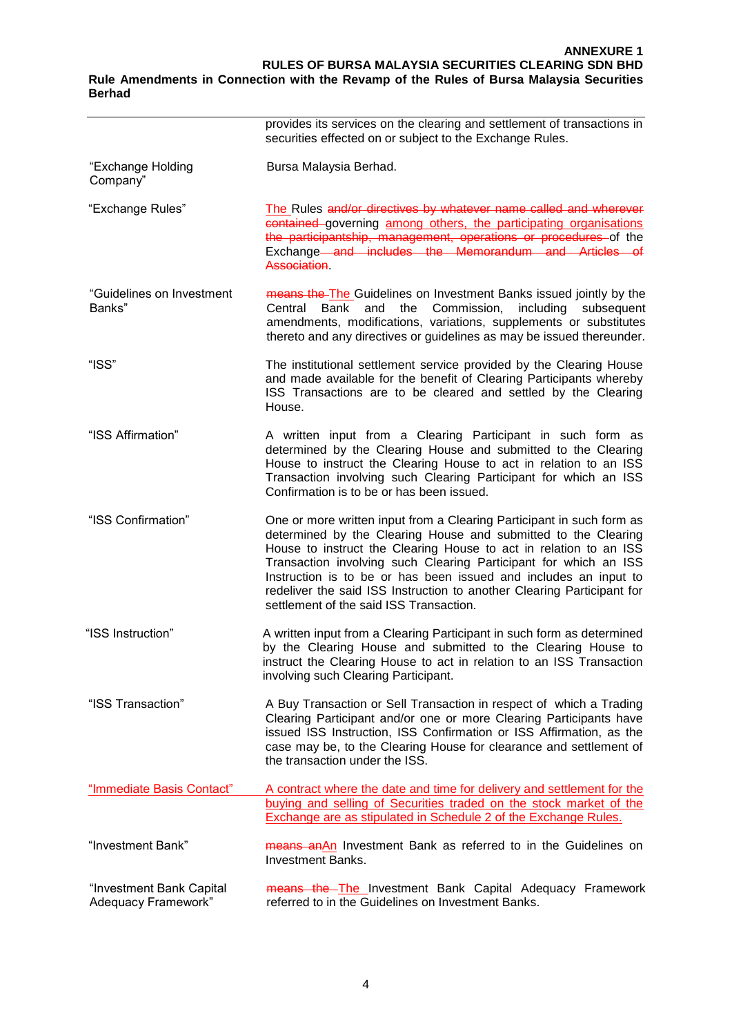| | |
|---|---|
| | provides its services on the clearing and settlement of transactions in securities effected on or subject to the Exchange Rules. |
| "Exchange Holding Company" | Bursa Malaysia Berhad. |
| "Exchange Rules" | <u>The</u> Rules ~~and/or directives by whatever name called and wherever contained~~ governing <u>among others, the participating organisations</u> ~~the participantship, management, operations or procedures~~ of the Exchange ~~and includes the Memorandum and Articles of Association~~. |
| "Guidelines on Investment Banks" | ~~means the~~ <u>The</u> Guidelines on Investment Banks issued jointly by the Central Bank and the Commission, including subsequent amendments, modifications, variations, supplements or substitutes thereto and any directives or guidelines as may be issued thereunder. |
| "ISS" | The institutional settlement service provided by the Clearing House and made available for the benefit of Clearing Participants whereby ISS Transactions are to be cleared and settled by the Clearing House. |
| "ISS Affirmation" | A written input from a Clearing Participant in such form as determined by the Clearing House and submitted to the Clearing House to instruct the Clearing House to act in relation to an ISS Transaction involving such Clearing Participant for which an ISS Confirmation is to be or has been issued. |
| "ISS Confirmation" | One or more written input from a Clearing Participant in such form as determined by the Clearing House and submitted to the Clearing House to instruct the Clearing House to act in relation to an ISS Transaction involving such Clearing Participant for which an ISS Instruction is to be or has been issued and includes an input to redeliver the said ISS Instruction to another Clearing Participant for settlement of the said ISS Transaction. |
| "ISS Instruction" | A written input from a Clearing Participant in such form as determined by the Clearing House and submitted to the Clearing House to instruct the Clearing House to act in relation to an ISS Transaction involving such Clearing Participant. |
| "ISS Transaction" | A Buy Transaction or Sell Transaction in respect of which a Trading Clearing Participant and/or one or more Clearing Participants have issued ISS Instruction, ISS Confirmation or ISS Affirmation, as the case may be, to the Clearing House for clearance and settlement of the transaction under the ISS. |
| <u>"Immediate Basis Contact"</u> | <u>A contract where the date and time for delivery and settlement for the buying and selling of Securities traded on the stock market of the Exchange are as stipulated in Schedule 2 of the Exchange Rules.</u> |
| "Investment Bank" | ~~means an~~<u>An</u> Investment Bank as referred to in the Guidelines on Investment Banks. |
| "Investment Bank Capital Adequacy Framework" | ~~means the~~ <u>The</u> Investment Bank Capital Adequacy Framework referred to in the Guidelines on Investment Banks. |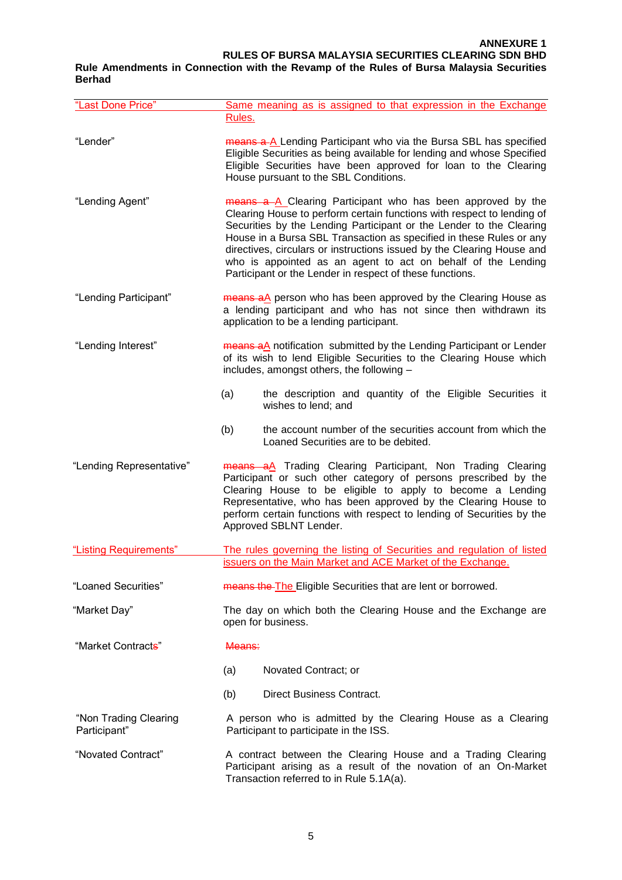**ANNEXURE 1**

**RULES OF BURSA MALAYSIA SECURITIES CLEARING SDN BHD**

**Rule Amendments in Connection with the Revamp of the Rules of Bursa Malaysia Securities Berhad**

| | |
|---|---|
| "Last Done Price" | Same meaning as is assigned to that expression in the Exchange Rules. |
| "Lender" | ~~means a~~ A Lending Participant who via the Bursa SBL has specified Eligible Securities as being available for lending and whose Specified Eligible Securities have been approved for loan to the Clearing House pursuant to the SBL Conditions. |
| "Lending Agent" | ~~means a~~ A Clearing Participant who has been approved by the Clearing House to perform certain functions with respect to lending of Securities by the Lending Participant or the Lender to the Clearing House in a Bursa SBL Transaction as specified in these Rules or any directives, circulars or instructions issued by the Clearing House and who is appointed as an agent to act on behalf of the Lending Participant or the Lender in respect of these functions. |
| "Lending Participant" | ~~means a~~A person who has been approved by the Clearing House as a lending participant and who has not since then withdrawn its application to be a lending participant. |
| "Lending Interest" | ~~means a~~A notification submitted by the Lending Participant or Lender of its wish to lend Eligible Securities to the Clearing House which includes, amongst others, the following – <br>(a) the description and quantity of the Eligible Securities it wishes to lend; and <br>(b) the account number of the securities account from which the Loaned Securities are to be debited. |
| "Lending Representative" | ~~means a~~A Trading Clearing Participant, Non Trading Clearing Participant or such other category of persons prescribed by the Clearing House to be eligible to apply to become a Lending Representative, who has been approved by the Clearing House to perform certain functions with respect to lending of Securities by the Approved SBLNT Lender. |
| "Listing Requirements" | The rules governing the listing of Securities and regulation of listed issuers on the Main Market and ACE Market of the Exchange. |
| "Loaned Securities" | ~~means the~~ The Eligible Securities that are lent or borrowed. |
| "Market Day" | The day on which both the Clearing House and the Exchange are open for business. |
| "Market Contract~~s~~" | ~~Means:~~ <br>(a) Novated Contract; or <br>(b) Direct Business Contract. |
| "Non Trading Clearing Participant" | A person who is admitted by the Clearing House as a Clearing Participant to participate in the ISS. |
| "Novated Contract" | A contract between the Clearing House and a Trading Clearing Participant arising as a result of the novation of an On-Market Transaction referred to in Rule 5.1A(a). |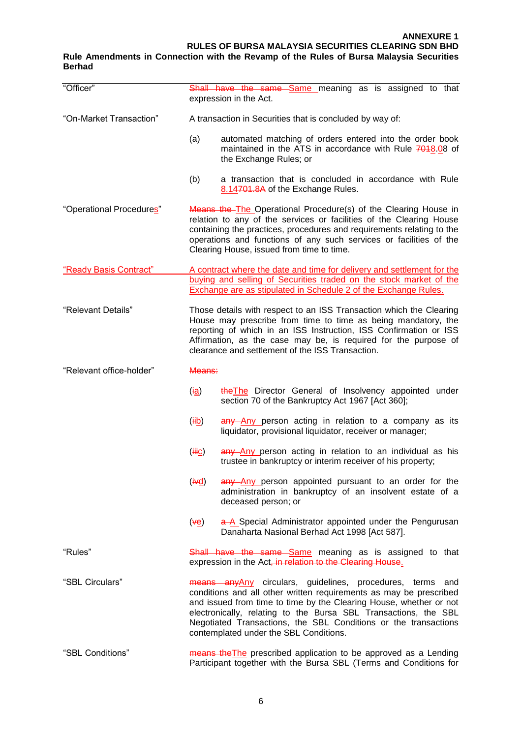**ANNEXURE 1**

**RULES OF BURSA MALAYSIA SECURITIES CLEARING SDN BHD**

**Rule Amendments in Connection with the Revamp of the Rules of Bursa Malaysia Securities Berhad**

| | |
|---|---|
| "Officer" | ~~Shall have the same~~ Same meaning as is assigned to that expression in the Act. |
| "On-Market Transaction" | A transaction in Securities that is concluded by way of: |
| | (a) automated matching of orders entered into the order book maintained in the ATS in accordance with Rule ~~701~~8.08 of the Exchange Rules; or |
| | (b) a transaction that is concluded in accordance with Rule 8.14~~701.8A~~ of the Exchange Rules. |
| "Operational Procedures" | ~~Means the~~ The Operational Procedure(s) of the Clearing House in relation to any of the services or facilities of the Clearing House containing the practices, procedures and requirements relating to the operations and functions of any such services or facilities of the Clearing House, issued from time to time. |
| "Ready Basis Contract" | A contract where the date and time for delivery and settlement for the buying and selling of Securities traded on the stock market of the Exchange are as stipulated in Schedule 2 of the Exchange Rules. |
| "Relevant Details" | Those details with respect to an ISS Transaction which the Clearing House may prescribe from time to time as being mandatory, the reporting of which in an ISS Instruction, ISS Confirmation or ISS Affirmation, as the case may be, is required for the purpose of clearance and settlement of the ISS Transaction. |
| "Relevant office-holder" | ~~Means:~~ |
| | (~~i~~a) ~~the~~The Director General of Insolvency appointed under section 70 of the Bankruptcy Act 1967 [Act 360]; |
| | (~~ii~~b) ~~any~~ Any person acting in relation to a company as its liquidator, provisional liquidator, receiver or manager; |
| | (~~iii~~c) ~~any~~ Any person acting in relation to an individual as his trustee in bankruptcy or interim receiver of his property; |
| | (~~iv~~d) ~~any~~ Any person appointed pursuant to an order for the administration in bankruptcy of an insolvent estate of a deceased person; or |
| | (~~v~~e) ~~a~~ A Special Administrator appointed under the Pengurusan Danaharta Nasional Berhad Act 1998 [Act 587]. |
| "Rules" | ~~Shall have the same~~ Same meaning as is assigned to that expression in the Act~~, in relation to the Clearing House~~. |
| "SBL Circulars" | ~~means any~~Any circulars, guidelines, procedures, terms and conditions and all other written requirements as may be prescribed and issued from time to time by the Clearing House, whether or not electronically, relating to the Bursa SBL Transactions, the SBL Negotiated Transactions, the SBL Conditions or the transactions contemplated under the SBL Conditions. |
| "SBL Conditions" | ~~means the~~The prescribed application to be approved as a Lending Participant together with the Bursa SBL (Terms and Conditions for |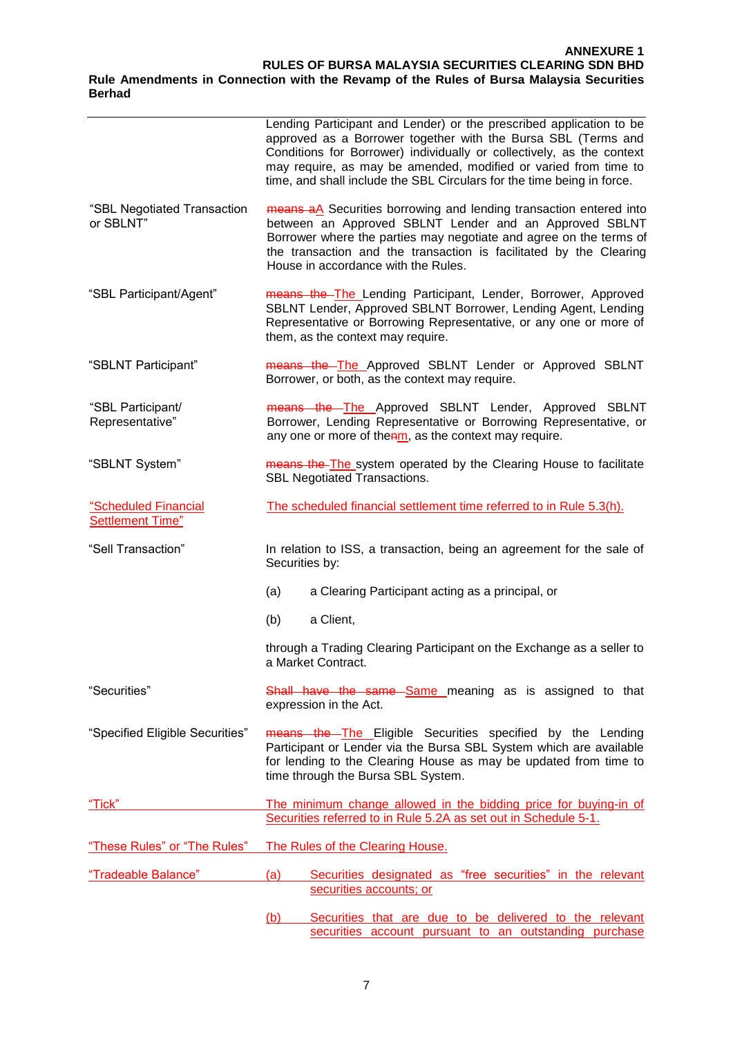**ANNEXURE 1**
**RULES OF BURSA MALAYSIA SECURITIES CLEARING SDN BHD**
**Rule Amendments in Connection with the Revamp of the Rules of Bursa Malaysia Securities Berhad**

| | |
|---|---|
| | Lending Participant and Lender) or the prescribed application to be approved as a Borrower together with the Bursa SBL (Terms and Conditions for Borrower) individually or collectively, as the context may require, as may be amended, modified or varied from time to time, and shall include the SBL Circulars for the time being in force. |
| "SBL Negotiated Transaction or SBLNT" | ~~means a~~A Securities borrowing and lending transaction entered into between an Approved SBLNT Lender and an Approved SBLNT Borrower where the parties may negotiate and agree on the terms of the transaction and the transaction is facilitated by the Clearing House in accordance with the Rules. |
| "SBL Participant/Agent" | ~~means the~~ The Lending Participant, Lender, Borrower, Approved SBLNT Lender, Approved SBLNT Borrower, Lending Agent, Lending Representative or Borrowing Representative, or any one or more of them, as the context may require. |
| "SBLNT Participant" | ~~means the~~ The Approved SBLNT Lender or Approved SBLNT Borrower, or both, as the context may require. |
| "SBL Participant/ Representative" | ~~means the~~ The Approved SBLNT Lender, Approved SBLNT Borrower, Lending Representative or Borrowing Representative, or any one or more of the~~n~~m, as the context may require. |
| "SBLNT System" | ~~means the~~ The system operated by the Clearing House to facilitate SBL Negotiated Transactions. |
| "Scheduled Financial Settlement Time" | The scheduled financial settlement time referred to in Rule 5.3(h). |
| "Sell Transaction" | In relation to ISS, a transaction, being an agreement for the sale of Securities by:<br>(a) a Clearing Participant acting as a principal, or<br>(b) a Client,<br>through a Trading Clearing Participant on the Exchange as a seller to a Market Contract. |
| "Securities" | ~~Shall have the same~~ Same meaning as is assigned to that expression in the Act. |
| "Specified Eligible Securities" | ~~means the~~ The Eligible Securities specified by the Lending Participant or Lender via the Bursa SBL System which are available for lending to the Clearing House as may be updated from time to time through the Bursa SBL System. |
| "Tick" | The minimum change allowed in the bidding price for buying-in of Securities referred to in Rule 5.2A as set out in Schedule 5-1. |
| "These Rules" or "The Rules" | The Rules of the Clearing House. |
| "Tradeable Balance" | (a) Securities designated as "free securities" in the relevant securities accounts; or<br>(b) Securities that are due to be delivered to the relevant securities account pursuant to an outstanding purchase |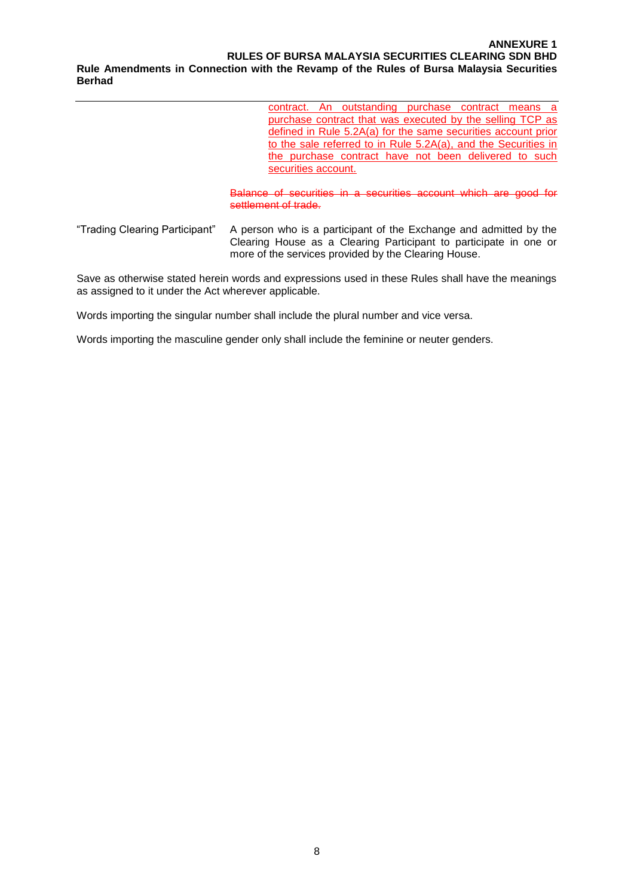contract. An outstanding purchase contract means a purchase contract that was executed by the selling TCP as defined in Rule 5.2A(a) for the same securities account prior to the sale referred to in Rule 5.2A(a), and the Securities in the purchase contract have not been delivered to such securities account.

~~Balance of securities in a securities account which are good for settlement of trade.~~

| | |
|---|---|
| "Trading Clearing Participant" | A person who is a participant of the Exchange and admitted by the Clearing House as a Clearing Participant to participate in one or more of the services provided by the Clearing House. |

Save as otherwise stated herein words and expressions used in these Rules shall have the meanings as assigned to it under the Act wherever applicable.

Words importing the singular number shall include the plural number and vice versa.

Words importing the masculine gender only shall include the feminine or neuter genders.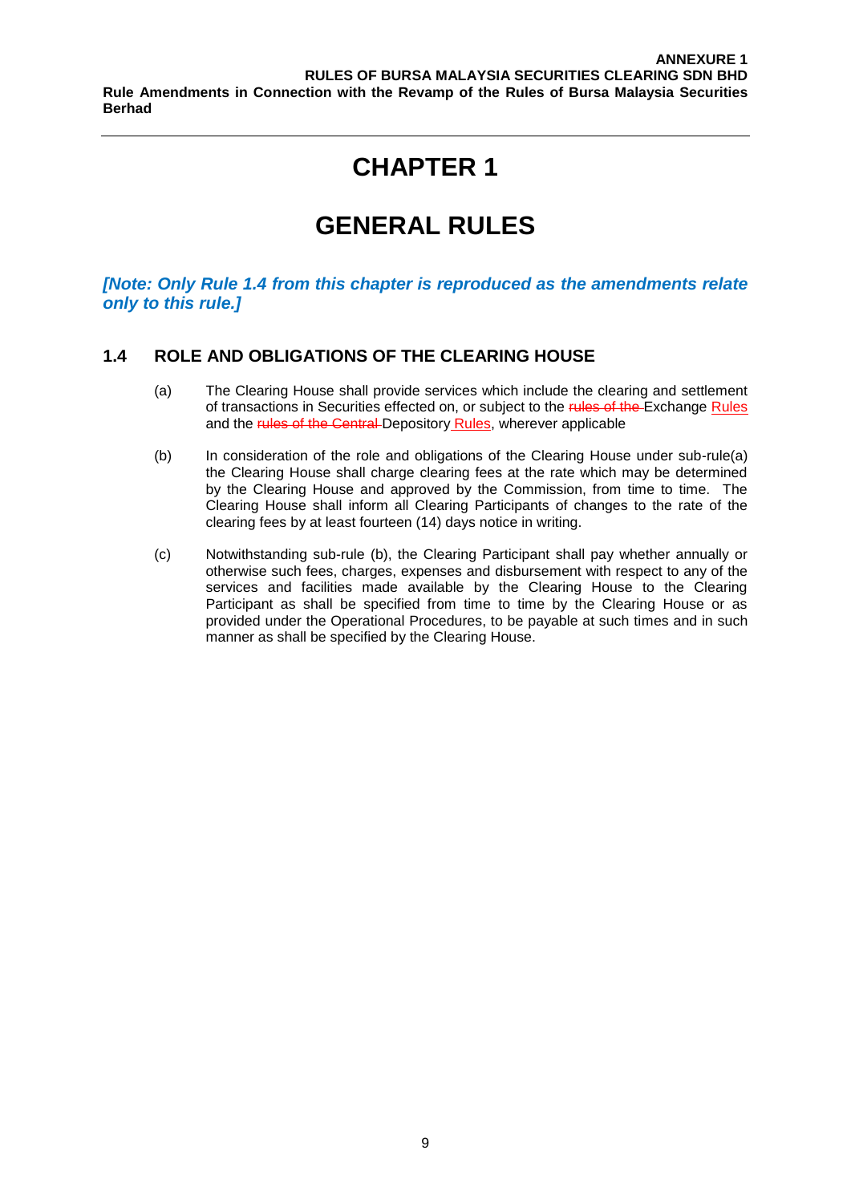# CHAPTER 1

# GENERAL RULES

***[Note: Only Rule 1.4 from this chapter is reproduced as the amendments relate only to this rule.]***

## 1.4 ROLE AND OBLIGATIONS OF THE CLEARING HOUSE

(a) The Clearing House shall provide services which include the clearing and settlement of transactions in Securities effected on, or subject to the ~~rules of the~~ Exchange Rules and the ~~rules of the Central~~ Depository Rules, wherever applicable

(b) In consideration of the role and obligations of the Clearing House under sub-rule(a) the Clearing House shall charge clearing fees at the rate which may be determined by the Clearing House and approved by the Commission, from time to time. The Clearing House shall inform all Clearing Participants of changes to the rate of the clearing fees by at least fourteen (14) days notice in writing.

(c) Notwithstanding sub-rule (b), the Clearing Participant shall pay whether annually or otherwise such fees, charges, expenses and disbursement with respect to any of the services and facilities made available by the Clearing House to the Clearing Participant as shall be specified from time to time by the Clearing House or as provided under the Operational Procedures, to be payable at such times and in such manner as shall be specified by the Clearing House.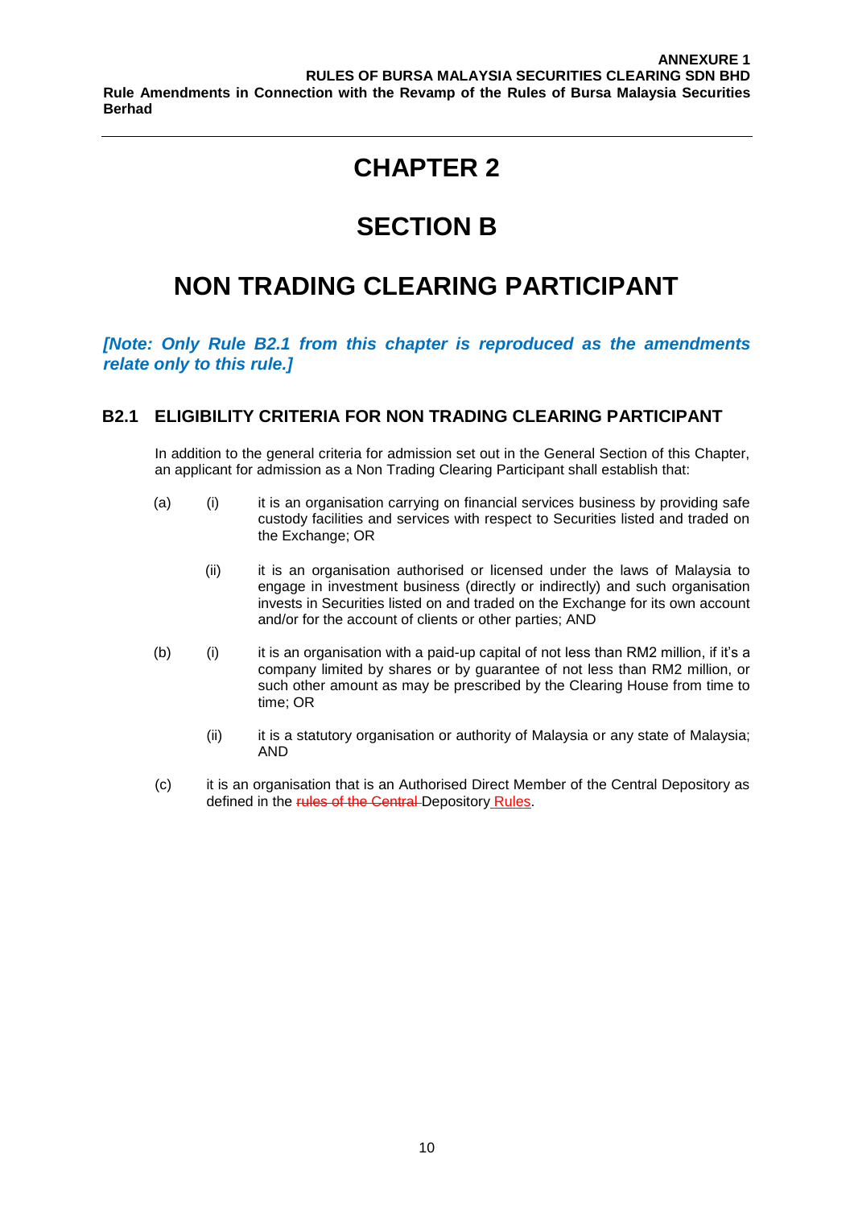# CHAPTER 2

# SECTION B

# NON TRADING CLEARING PARTICIPANT

***[Note: Only Rule B2.1 from this chapter is reproduced as the amendments relate only to this rule.]***

## B2.1 ELIGIBILITY CRITERIA FOR NON TRADING CLEARING PARTICIPANT

In addition to the general criteria for admission set out in the General Section of this Chapter, an applicant for admission as a Non Trading Clearing Participant shall establish that:

(a) (i) it is an organisation carrying on financial services business by providing safe custody facilities and services with respect to Securities listed and traded on the Exchange; OR

(ii) it is an organisation authorised or licensed under the laws of Malaysia to engage in investment business (directly or indirectly) and such organisation invests in Securities listed on and traded on the Exchange for its own account and/or for the account of clients or other parties; AND

(b) (i) it is an organisation with a paid-up capital of not less than RM2 million, if it's a company limited by shares or by guarantee of not less than RM2 million, or such other amount as may be prescribed by the Clearing House from time to time; OR

(ii) it is a statutory organisation or authority of Malaysia or any state of Malaysia; AND

(c) it is an organisation that is an Authorised Direct Member of the Central Depository as defined in the ~~rules of the Central~~ Depository <u>Rules</u>.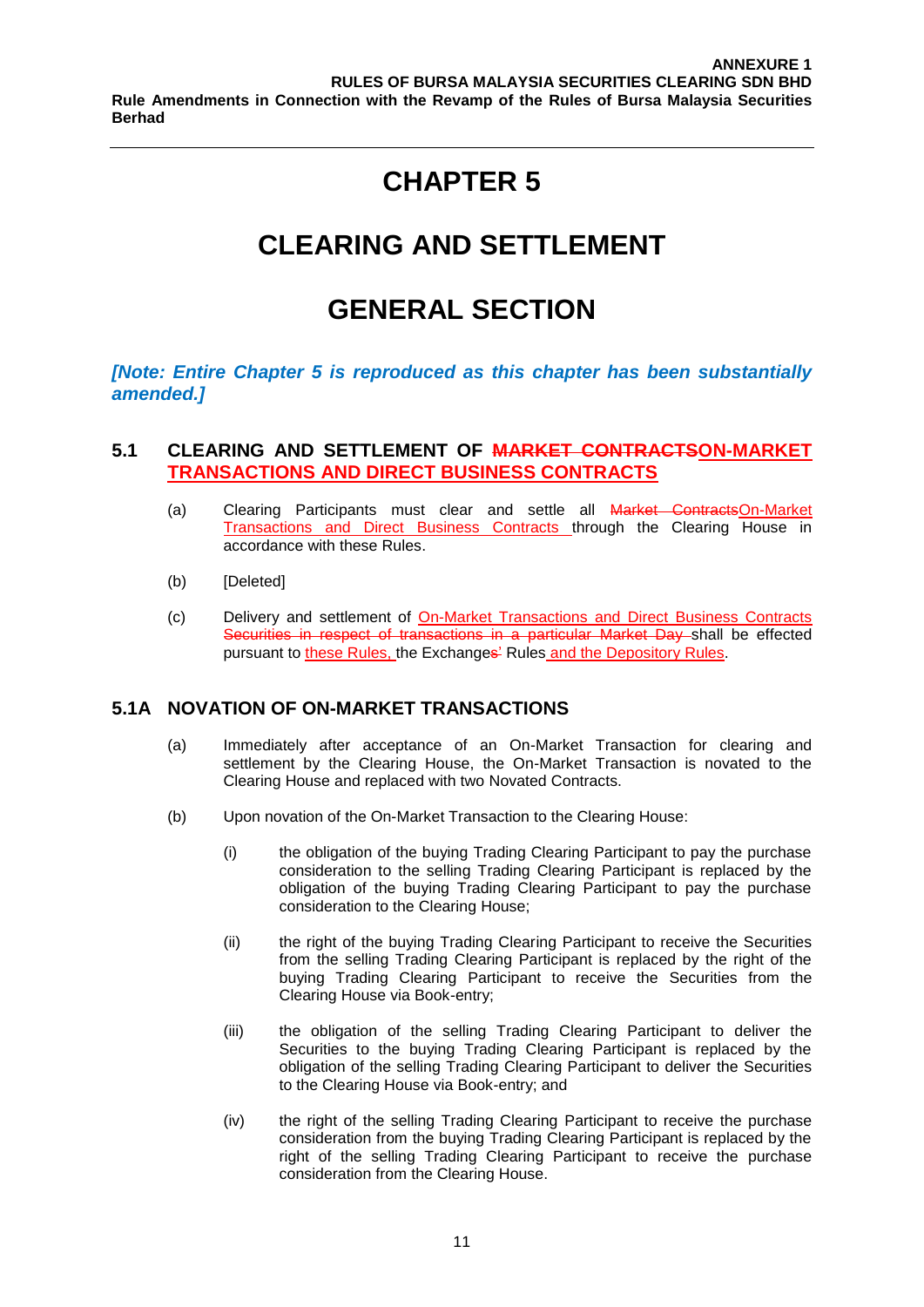**ANNEXURE 1**
**RULES OF BURSA MALAYSIA SECURITIES CLEARING SDN BHD**
**Rule Amendments in Connection with the Revamp of the Rules of Bursa Malaysia Securities Berhad**

# CHAPTER 5

# CLEARING AND SETTLEMENT

# GENERAL SECTION

***[Note: Entire Chapter 5 is reproduced as this chapter has been substantially amended.]***

## 5.1 CLEARING AND SETTLEMENT OF ~~MARKET CONTRACTS~~ON-MARKET TRANSACTIONS AND DIRECT BUSINESS CONTRACTS

(a) Clearing Participants must clear and settle all ~~Market Contracts~~On-Market Transactions and Direct Business Contracts through the Clearing House in accordance with these Rules.

(b) [Deleted]

(c) Delivery and settlement of On-Market Transactions and Direct Business Contracts ~~Securities in respect of transactions in a particular Market Day~~ shall be effected pursuant to these Rules, the Exchange~~s'~~ Rules and the Depository Rules.

## 5.1A NOVATION OF ON-MARKET TRANSACTIONS

(a) Immediately after acceptance of an On-Market Transaction for clearing and settlement by the Clearing House, the On-Market Transaction is novated to the Clearing House and replaced with two Novated Contracts.

(b) Upon novation of the On-Market Transaction to the Clearing House:

(i) the obligation of the buying Trading Clearing Participant to pay the purchase consideration to the selling Trading Clearing Participant is replaced by the obligation of the buying Trading Clearing Participant to pay the purchase consideration to the Clearing House;

(ii) the right of the buying Trading Clearing Participant to receive the Securities from the selling Trading Clearing Participant is replaced by the right of the buying Trading Clearing Participant to receive the Securities from the Clearing House via Book-entry;

(iii) the obligation of the selling Trading Clearing Participant to deliver the Securities to the buying Trading Clearing Participant is replaced by the obligation of the selling Trading Clearing Participant to deliver the Securities to the Clearing House via Book-entry; and

(iv) the right of the selling Trading Clearing Participant to receive the purchase consideration from the buying Trading Clearing Participant is replaced by the right of the selling Trading Clearing Participant to receive the purchase consideration from the Clearing House.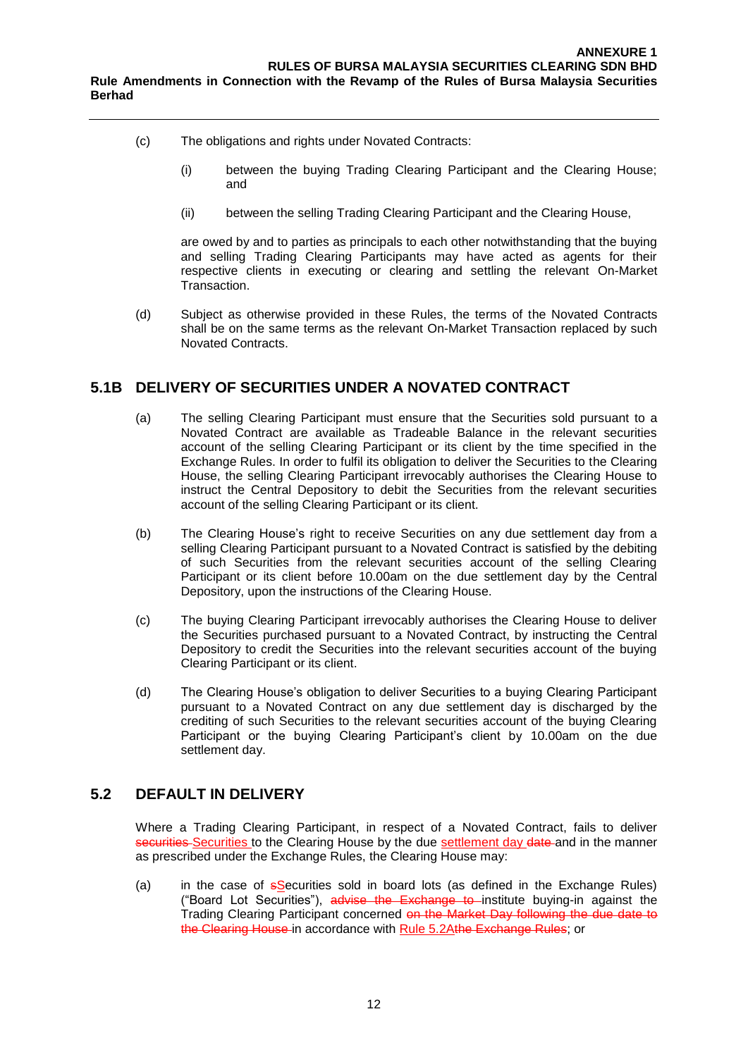(c) The obligations and rights under Novated Contracts:

  (i) between the buying Trading Clearing Participant and the Clearing House; and

  (ii) between the selling Trading Clearing Participant and the Clearing House,

are owed by and to parties as principals to each other notwithstanding that the buying and selling Trading Clearing Participants may have acted as agents for their respective clients in executing or clearing and settling the relevant On-Market Transaction.

(d) Subject as otherwise provided in these Rules, the terms of the Novated Contracts shall be on the same terms as the relevant On-Market Transaction replaced by such Novated Contracts.

## 5.1B DELIVERY OF SECURITIES UNDER A NOVATED CONTRACT

(a) The selling Clearing Participant must ensure that the Securities sold pursuant to a Novated Contract are available as Tradeable Balance in the relevant securities account of the selling Clearing Participant or its client by the time specified in the Exchange Rules. In order to fulfil its obligation to deliver the Securities to the Clearing House, the selling Clearing Participant irrevocably authorises the Clearing House to instruct the Central Depository to debit the Securities from the relevant securities account of the selling Clearing Participant or its client.

(b) The Clearing House's right to receive Securities on any due settlement day from a selling Clearing Participant pursuant to a Novated Contract is satisfied by the debiting of such Securities from the relevant securities account of the selling Clearing Participant or its client before 10.00am on the due settlement day by the Central Depository, upon the instructions of the Clearing House.

(c) The buying Clearing Participant irrevocably authorises the Clearing House to deliver the Securities purchased pursuant to a Novated Contract, by instructing the Central Depository to credit the Securities into the relevant securities account of the buying Clearing Participant or its client.

(d) The Clearing House's obligation to deliver Securities to a buying Clearing Participant pursuant to a Novated Contract on any due settlement day is discharged by the crediting of such Securities to the relevant securities account of the buying Clearing Participant or the buying Clearing Participant's client by 10.00am on the due settlement day.

## 5.2 DEFAULT IN DELIVERY

Where a Trading Clearing Participant, in respect of a Novated Contract, fails to deliver ~~securities~~ Securities to the Clearing House by the due settlement day ~~date~~ and in the manner as prescribed under the Exchange Rules, the Clearing House may:

(a) in the case of ~~s~~Securities sold in board lots (as defined in the Exchange Rules) ("Board Lot Securities"), ~~advise the Exchange to~~ institute buying-in against the Trading Clearing Participant concerned ~~on the Market Day following the due date to the Clearing House~~ in accordance with Rule 5.2A~~the Exchange Rules~~; or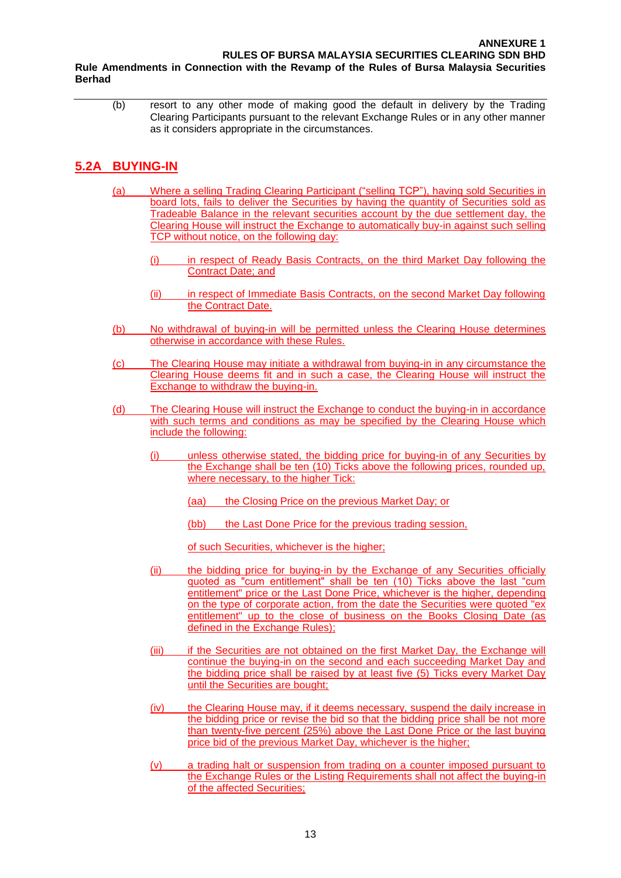(b) resort to any other mode of making good the default in delivery by the Trading Clearing Participants pursuant to the relevant Exchange Rules or in any other manner as it considers appropriate in the circumstances.

## 5.2A BUYING-IN

(a) Where a selling Trading Clearing Participant ("selling TCP"), having sold Securities in board lots, fails to deliver the Securities by having the quantity of Securities sold as Tradeable Balance in the relevant securities account by the due settlement day, the Clearing House will instruct the Exchange to automatically buy-in against such selling TCP without notice, on the following day:

- (i) in respect of Ready Basis Contracts, on the third Market Day following the Contract Date; and
- (ii) in respect of Immediate Basis Contracts, on the second Market Day following the Contract Date.

(b) No withdrawal of buying-in will be permitted unless the Clearing House determines otherwise in accordance with these Rules.

(c) The Clearing House may initiate a withdrawal from buying-in in any circumstance the Clearing House deems fit and in such a case, the Clearing House will instruct the Exchange to withdraw the buying-in.

(d) The Clearing House will instruct the Exchange to conduct the buying-in in accordance with such terms and conditions as may be specified by the Clearing House which include the following:

- (i) unless otherwise stated, the bidding price for buying-in of any Securities by the Exchange shall be ten (10) Ticks above the following prices, rounded up, where necessary, to the higher Tick:

  - (aa) the Closing Price on the previous Market Day; or
  - (bb) the Last Done Price for the previous trading session,

  of such Securities, whichever is the higher;

- (ii) the bidding price for buying-in by the Exchange of any Securities officially quoted as "cum entitlement" shall be ten (10) Ticks above the last "cum entitlement" price or the Last Done Price, whichever is the higher, depending on the type of corporate action, from the date the Securities were quoted "ex entitlement" up to the close of business on the Books Closing Date (as defined in the Exchange Rules);

- (iii) if the Securities are not obtained on the first Market Day, the Exchange will continue the buying-in on the second and each succeeding Market Day and the bidding price shall be raised by at least five (5) Ticks every Market Day until the Securities are bought;

- (iv) the Clearing House may, if it deems necessary, suspend the daily increase in the bidding price or revise the bid so that the bidding price shall be not more than twenty-five percent (25%) above the Last Done Price or the last buying price bid of the previous Market Day, whichever is the higher;

- (v) a trading halt or suspension from trading on a counter imposed pursuant to the Exchange Rules or the Listing Requirements shall not affect the buying-in of the affected Securities;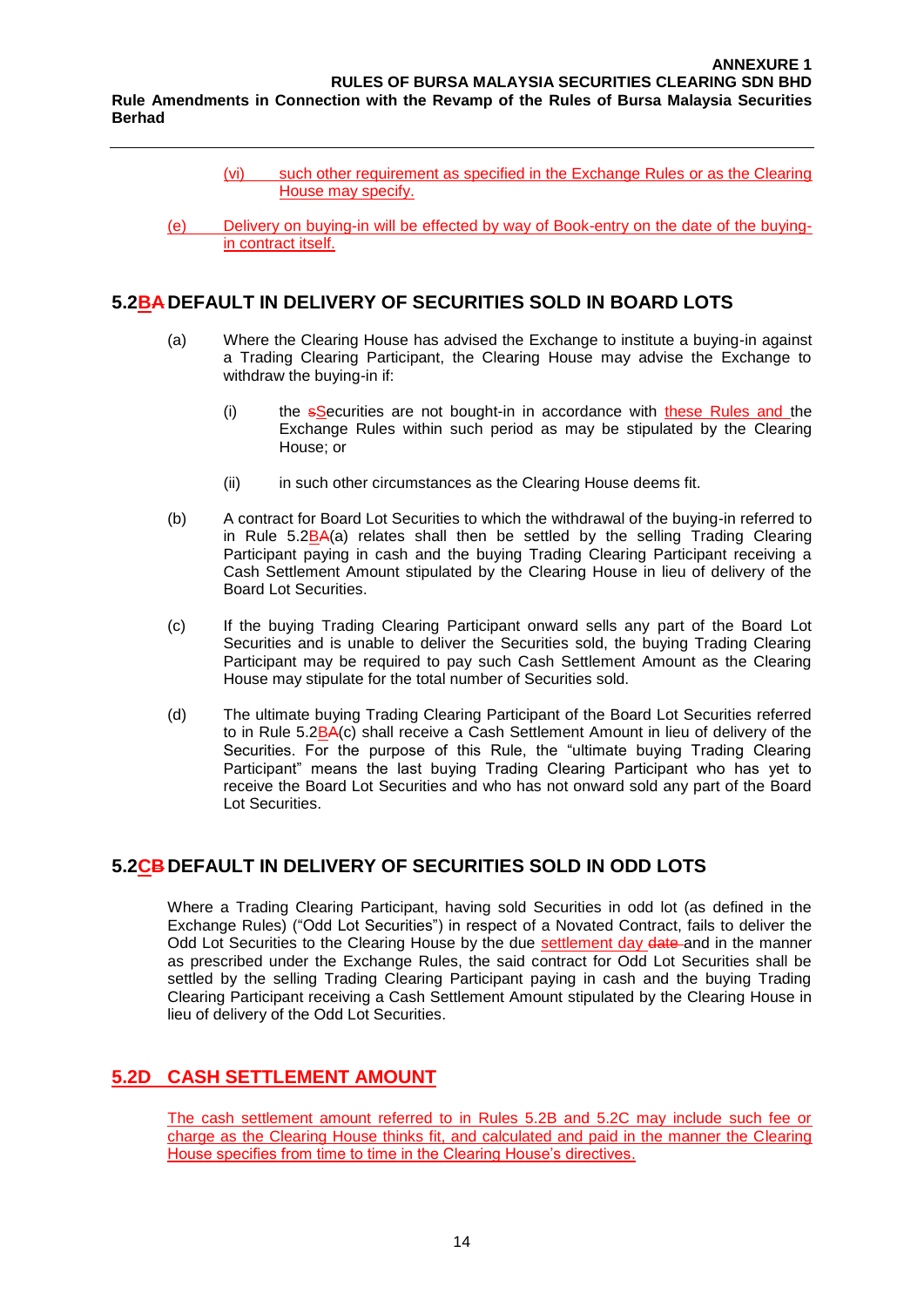(vi) such other requirement as specified in the Exchange Rules or as the Clearing House may specify.

(e) Delivery on buying-in will be effected by way of Book-entry on the date of the buying-in contract itself.

## 5.2BA DEFAULT IN DELIVERY OF SECURITIES SOLD IN BOARD LOTS

(a) Where the Clearing House has advised the Exchange to institute a buying-in against a Trading Clearing Participant, the Clearing House may advise the Exchange to withdraw the buying-in if:

(i) the sSecurities are not bought-in in accordance with these Rules and the Exchange Rules within such period as may be stipulated by the Clearing House; or

(ii) in such other circumstances as the Clearing House deems fit.

(b) A contract for Board Lot Securities to which the withdrawal of the buying-in referred to in Rule 5.2BA(a) relates shall then be settled by the selling Trading Clearing Participant paying in cash and the buying Trading Clearing Participant receiving a Cash Settlement Amount stipulated by the Clearing House in lieu of delivery of the Board Lot Securities.

(c) If the buying Trading Clearing Participant onward sells any part of the Board Lot Securities and is unable to deliver the Securities sold, the buying Trading Clearing Participant may be required to pay such Cash Settlement Amount as the Clearing House may stipulate for the total number of Securities sold.

(d) The ultimate buying Trading Clearing Participant of the Board Lot Securities referred to in Rule 5.2BA(c) shall receive a Cash Settlement Amount in lieu of delivery of the Securities. For the purpose of this Rule, the "ultimate buying Trading Clearing Participant" means the last buying Trading Clearing Participant who has yet to receive the Board Lot Securities and who has not onward sold any part of the Board Lot Securities.

## 5.2CB DEFAULT IN DELIVERY OF SECURITIES SOLD IN ODD LOTS

Where a Trading Clearing Participant, having sold Securities in odd lot (as defined in the Exchange Rules) ("Odd Lot Securities") in respect of a Novated Contract, fails to deliver the Odd Lot Securities to the Clearing House by the due settlement day date and in the manner as prescribed under the Exchange Rules, the said contract for Odd Lot Securities shall be settled by the selling Trading Clearing Participant paying in cash and the buying Trading Clearing Participant receiving a Cash Settlement Amount stipulated by the Clearing House in lieu of delivery of the Odd Lot Securities.

## 5.2D CASH SETTLEMENT AMOUNT

The cash settlement amount referred to in Rules 5.2B and 5.2C may include such fee or charge as the Clearing House thinks fit, and calculated and paid in the manner the Clearing House specifies from time to time in the Clearing House's directives.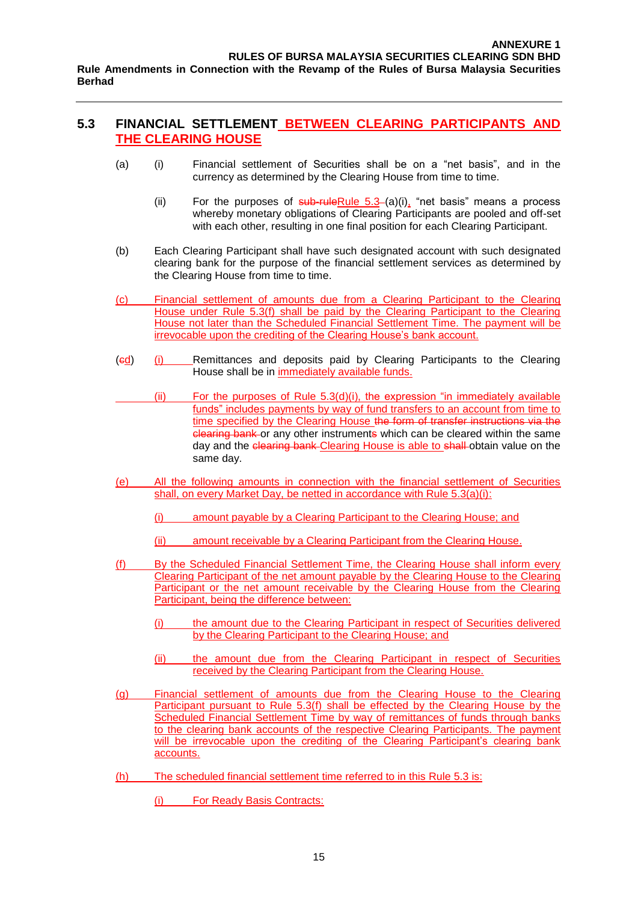**ANNEXURE 1**
**RULES OF BURSA MALAYSIA SECURITIES CLEARING SDN BHD**
**Rule Amendments in Connection with the Revamp of the Rules of Bursa Malaysia Securities Berhad**

## 5.3 FINANCIAL SETTLEMENT BETWEEN CLEARING PARTICIPANTS AND THE CLEARING HOUSE

(a) (i) Financial settlement of Securities shall be on a "net basis", and in the currency as determined by the Clearing House from time to time.

(ii) For the purposes of ~~sub-rule~~Rule 5.3 (a)(i), "net basis" means a process whereby monetary obligations of Clearing Participants are pooled and off-set with each other, resulting in one final position for each Clearing Participant.

(b) Each Clearing Participant shall have such designated account with such designated clearing bank for the purpose of the financial settlement services as determined by the Clearing House from time to time.

(c) Financial settlement of amounts due from a Clearing Participant to the Clearing House under Rule 5.3(f) shall be paid by the Clearing Participant to the Clearing House not later than the Scheduled Financial Settlement Time. The payment will be irrevocable upon the crediting of the Clearing House's bank account.

(~~c~~d) (i) Remittances and deposits paid by Clearing Participants to the Clearing House shall be in immediately available funds.

(ii) For the purposes of Rule 5.3(d)(i), the expression "in immediately available funds" includes payments by way of fund transfers to an account from time to time specified by the Clearing House ~~the form of transfer instructions via the clearing bank~~ or any other instrument~~s~~ which can be cleared within the same day and the ~~clearing bank~~ Clearing House is able to ~~shall~~ obtain value on the same day.

(e) All the following amounts in connection with the financial settlement of Securities shall, on every Market Day, be netted in accordance with Rule 5.3(a)(i):

(i) amount payable by a Clearing Participant to the Clearing House; and

(ii) amount receivable by a Clearing Participant from the Clearing House.

(f) By the Scheduled Financial Settlement Time, the Clearing House shall inform every Clearing Participant of the net amount payable by the Clearing House to the Clearing Participant or the net amount receivable by the Clearing House from the Clearing Participant, being the difference between:

(i) the amount due to the Clearing Participant in respect of Securities delivered by the Clearing Participant to the Clearing House; and

(ii) the amount due from the Clearing Participant in respect of Securities received by the Clearing Participant from the Clearing House.

(g) Financial settlement of amounts due from the Clearing House to the Clearing Participant pursuant to Rule 5.3(f) shall be effected by the Clearing House by the Scheduled Financial Settlement Time by way of remittances of funds through banks to the clearing bank accounts of the respective Clearing Participants. The payment will be irrevocable upon the crediting of the Clearing Participant's clearing bank accounts.

(h) The scheduled financial settlement time referred to in this Rule 5.3 is:

(i) For Ready Basis Contracts: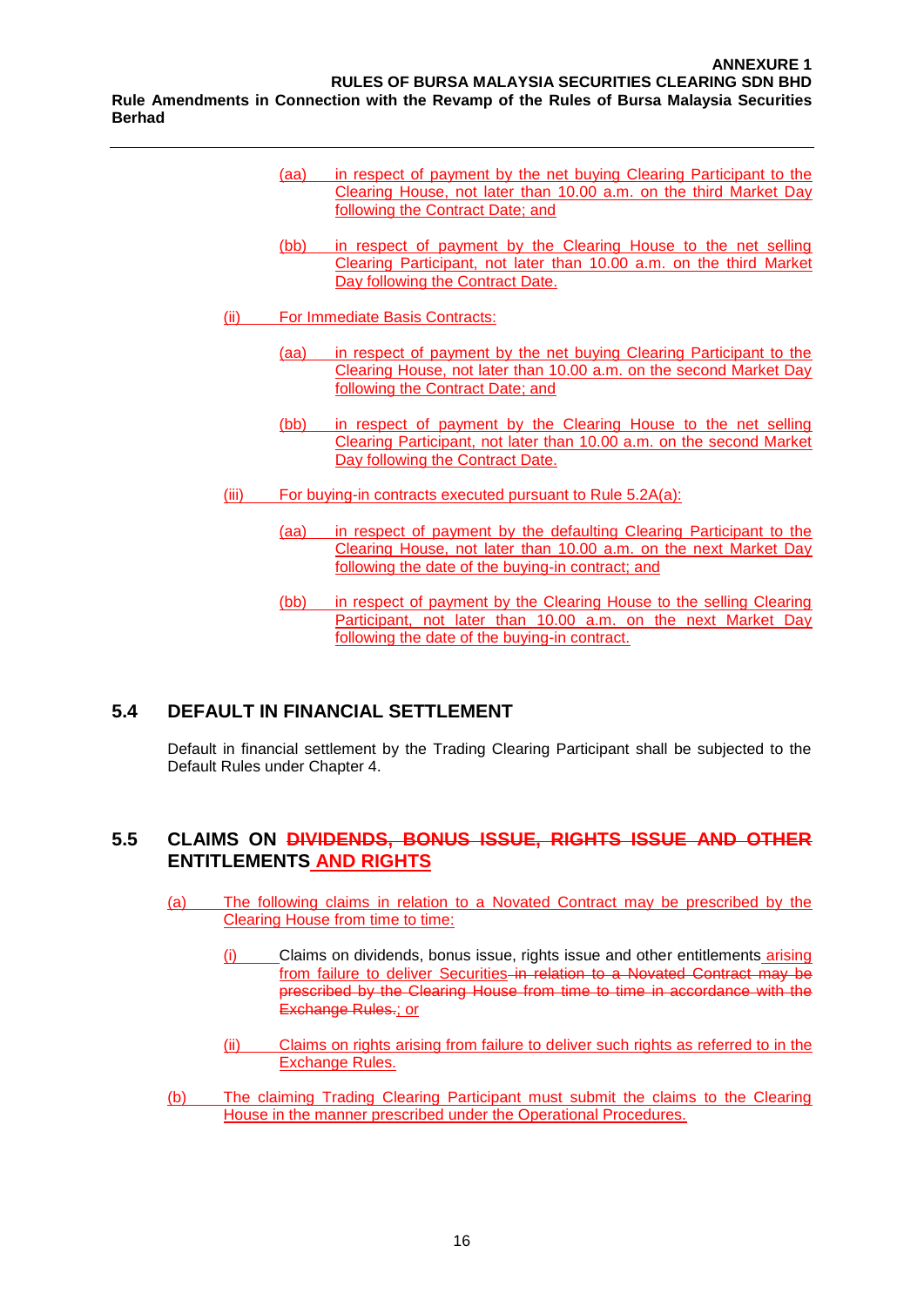(aa) in respect of payment by the net buying Clearing Participant to the Clearing House, not later than 10.00 a.m. on the third Market Day following the Contract Date; and

(bb) in respect of payment by the Clearing House to the net selling Clearing Participant, not later than 10.00 a.m. on the third Market Day following the Contract Date.

(ii) For Immediate Basis Contracts:

(aa) in respect of payment by the net buying Clearing Participant to the Clearing House, not later than 10.00 a.m. on the second Market Day following the Contract Date; and

(bb) in respect of payment by the Clearing House to the net selling Clearing Participant, not later than 10.00 a.m. on the second Market Day following the Contract Date.

(iii) For buying-in contracts executed pursuant to Rule 5.2A(a):

(aa) in respect of payment by the defaulting Clearing Participant to the Clearing House, not later than 10.00 a.m. on the next Market Day following the date of the buying-in contract; and

(bb) in respect of payment by the Clearing House to the selling Clearing Participant, not later than 10.00 a.m. on the next Market Day following the date of the buying-in contract.

## 5.4 DEFAULT IN FINANCIAL SETTLEMENT

Default in financial settlement by the Trading Clearing Participant shall be subjected to the Default Rules under Chapter 4.

## 5.5 CLAIMS ON ~~DIVIDENDS, BONUS ISSUE, RIGHTS ISSUE AND OTHER~~ ENTITLEMENTS AND RIGHTS

(a) The following claims in relation to a Novated Contract may be prescribed by the Clearing House from time to time:

(i) Claims on dividends, bonus issue, rights issue and other entitlements arising from failure to deliver Securities ~~in relation to a Novated Contract may be prescribed by the Clearing House from time to time in accordance with the Exchange Rules.~~; or

(ii) Claims on rights arising from failure to deliver such rights as referred to in the Exchange Rules.

(b) The claiming Trading Clearing Participant must submit the claims to the Clearing House in the manner prescribed under the Operational Procedures.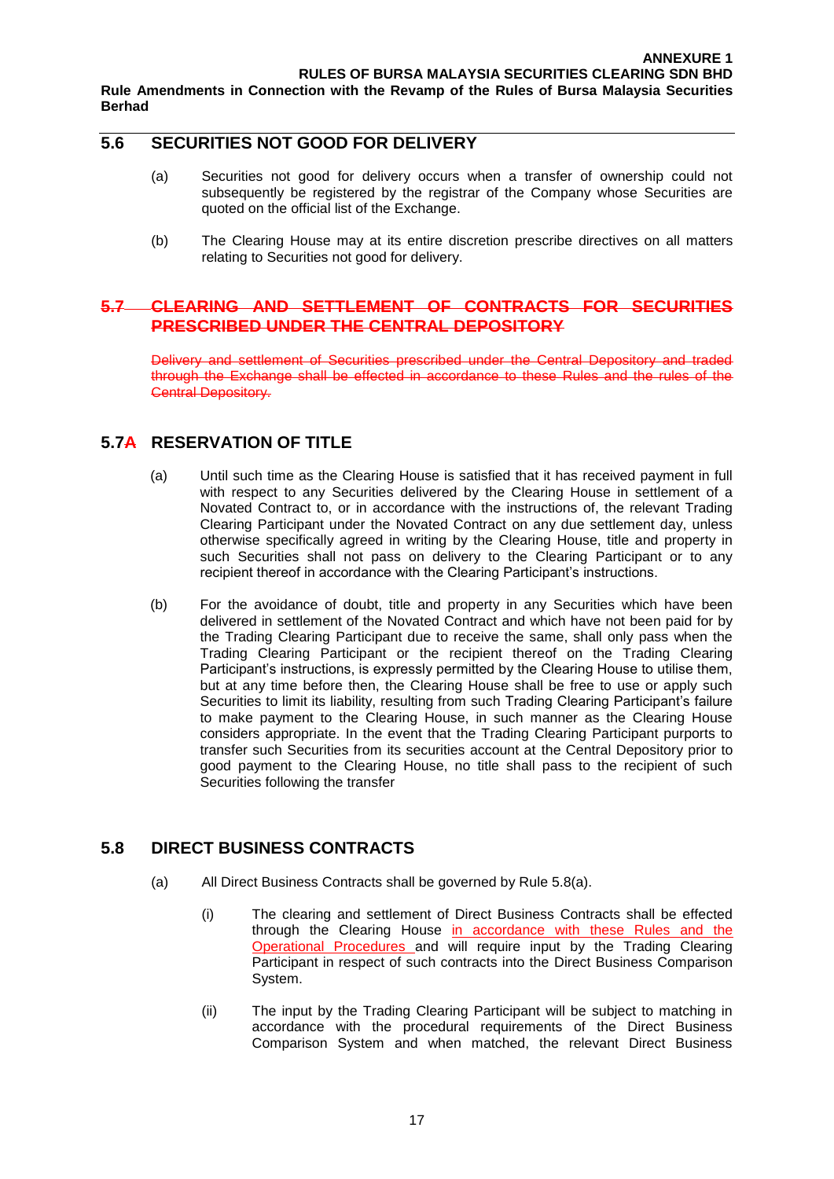## 5.6 SECURITIES NOT GOOD FOR DELIVERY

(a) Securities not good for delivery occurs when a transfer of ownership could not subsequently be registered by the registrar of the Company whose Securities are quoted on the official list of the Exchange.

(b) The Clearing House may at its entire discretion prescribe directives on all matters relating to Securities not good for delivery.

## ~~5.7 CLEARING AND SETTLEMENT OF CONTRACTS FOR SECURITIES PRESCRIBED UNDER THE CENTRAL DEPOSITORY~~

~~Delivery and settlement of Securities prescribed under the Central Depository and traded through the Exchange shall be effected in accordance to these Rules and the rules of the Central Depository.~~

## 5.7A RESERVATION OF TITLE

(a) Until such time as the Clearing House is satisfied that it has received payment in full with respect to any Securities delivered by the Clearing House in settlement of a Novated Contract to, or in accordance with the instructions of, the relevant Trading Clearing Participant under the Novated Contract on any due settlement day, unless otherwise specifically agreed in writing by the Clearing House, title and property in such Securities shall not pass on delivery to the Clearing Participant or to any recipient thereof in accordance with the Clearing Participant's instructions.

(b) For the avoidance of doubt, title and property in any Securities which have been delivered in settlement of the Novated Contract and which have not been paid for by the Trading Clearing Participant due to receive the same, shall only pass when the Trading Clearing Participant or the recipient thereof on the Trading Clearing Participant's instructions, is expressly permitted by the Clearing House to utilise them, but at any time before then, the Clearing House shall be free to use or apply such Securities to limit its liability, resulting from such Trading Clearing Participant's failure to make payment to the Clearing House, in such manner as the Clearing House considers appropriate. In the event that the Trading Clearing Participant purports to transfer such Securities from its securities account at the Central Depository prior to good payment to the Clearing House, no title shall pass to the recipient of such Securities following the transfer

## 5.8 DIRECT BUSINESS CONTRACTS

(a) All Direct Business Contracts shall be governed by Rule 5.8(a).

(i) The clearing and settlement of Direct Business Contracts shall be effected through the Clearing House <u>in accordance with these Rules and the Operational Procedures</u> and will require input by the Trading Clearing Participant in respect of such contracts into the Direct Business Comparison System.

(ii) The input by the Trading Clearing Participant will be subject to matching in accordance with the procedural requirements of the Direct Business Comparison System and when matched, the relevant Direct Business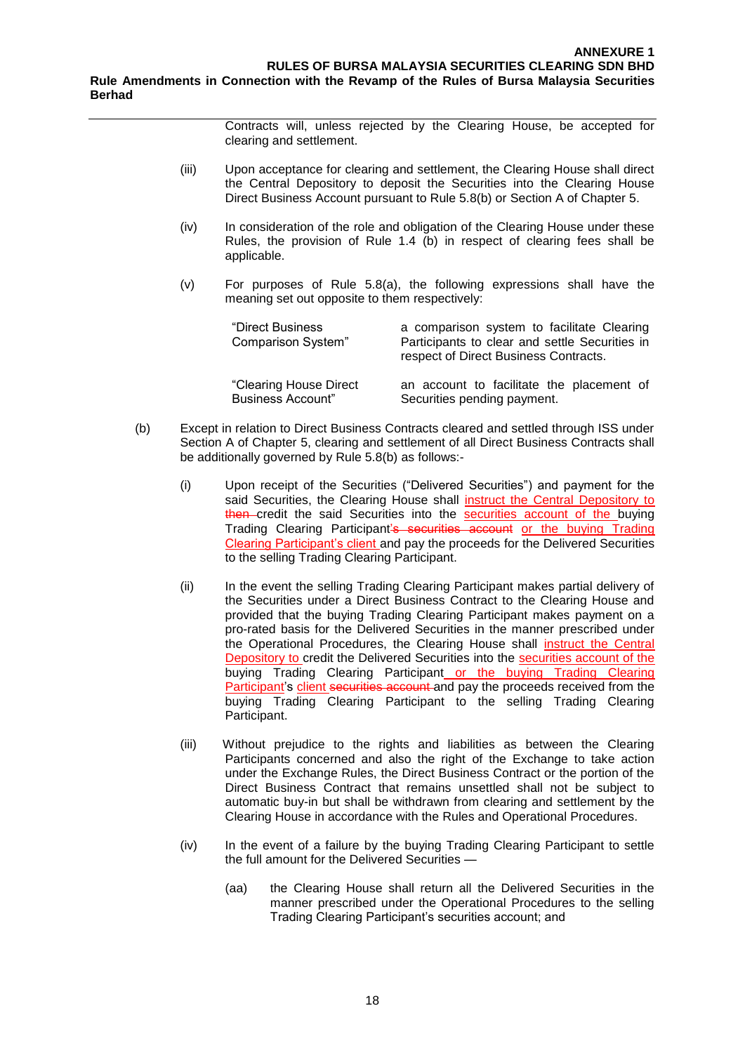Contracts will, unless rejected by the Clearing House, be accepted for clearing and settlement.

(iii) Upon acceptance for clearing and settlement, the Clearing House shall direct the Central Depository to deposit the Securities into the Clearing House Direct Business Account pursuant to Rule 5.8(b) or Section A of Chapter 5.

(iv) In consideration of the role and obligation of the Clearing House under these Rules, the provision of Rule 1.4 (b) in respect of clearing fees shall be applicable.

(v) For purposes of Rule 5.8(a), the following expressions shall have the meaning set out opposite to them respectively:

| | |
|---|---|
| "Direct Business Comparison System" | a comparison system to facilitate Clearing Participants to clear and settle Securities in respect of Direct Business Contracts. |
| "Clearing House Direct Business Account" | an account to facilitate the placement of Securities pending payment. |

(b) Except in relation to Direct Business Contracts cleared and settled through ISS under Section A of Chapter 5, clearing and settlement of all Direct Business Contracts shall be additionally governed by Rule 5.8(b) as follows:-

(i) Upon receipt of the Securities ("Delivered Securities") and payment for the said Securities, the Clearing House shall <u>instruct the Central Depository to</u> ~~then~~ credit the said Securities into the <u>securities account of the</u> buying Trading Clearing Participant~~'s securities account~~ <u>or the buying Trading Clearing Participant's client</u> and pay the proceeds for the Delivered Securities to the selling Trading Clearing Participant.

(ii) In the event the selling Trading Clearing Participant makes partial delivery of the Securities under a Direct Business Contract to the Clearing House and provided that the buying Trading Clearing Participant makes payment on a pro-rated basis for the Delivered Securities in the manner prescribed under the Operational Procedures, the Clearing House shall <u>instruct the Central Depository to</u> credit the Delivered Securities into the <u>securities account of the</u> buying Trading Clearing Participant <u>or the buying Trading Clearing Participant</u>'s <u>client</u> ~~securities account~~ and pay the proceeds received from the buying Trading Clearing Participant to the selling Trading Clearing Participant.

(iii) Without prejudice to the rights and liabilities as between the Clearing Participants concerned and also the right of the Exchange to take action under the Exchange Rules, the Direct Business Contract or the portion of the Direct Business Contract that remains unsettled shall not be subject to automatic buy-in but shall be withdrawn from clearing and settlement by the Clearing House in accordance with the Rules and Operational Procedures.

(iv) In the event of a failure by the buying Trading Clearing Participant to settle the full amount for the Delivered Securities —

(aa) the Clearing House shall return all the Delivered Securities in the manner prescribed under the Operational Procedures to the selling Trading Clearing Participant's securities account; and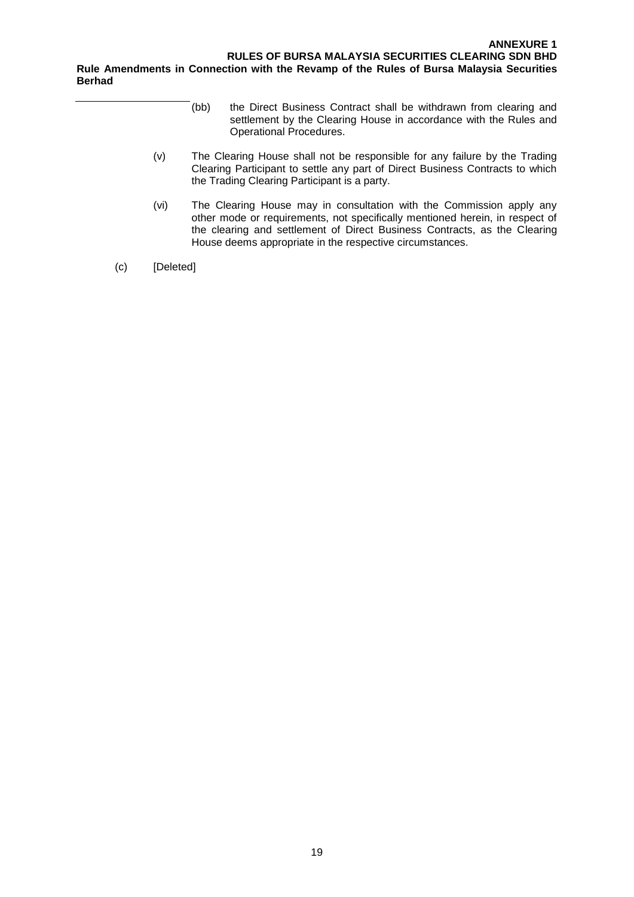(bb) the Direct Business Contract shall be withdrawn from clearing and settlement by the Clearing House in accordance with the Rules and Operational Procedures.

(v) The Clearing House shall not be responsible for any failure by the Trading Clearing Participant to settle any part of Direct Business Contracts to which the Trading Clearing Participant is a party.

(vi) The Clearing House may in consultation with the Commission apply any other mode or requirements, not specifically mentioned herein, in respect of the clearing and settlement of Direct Business Contracts, as the Clearing House deems appropriate in the respective circumstances.

(c) [Deleted]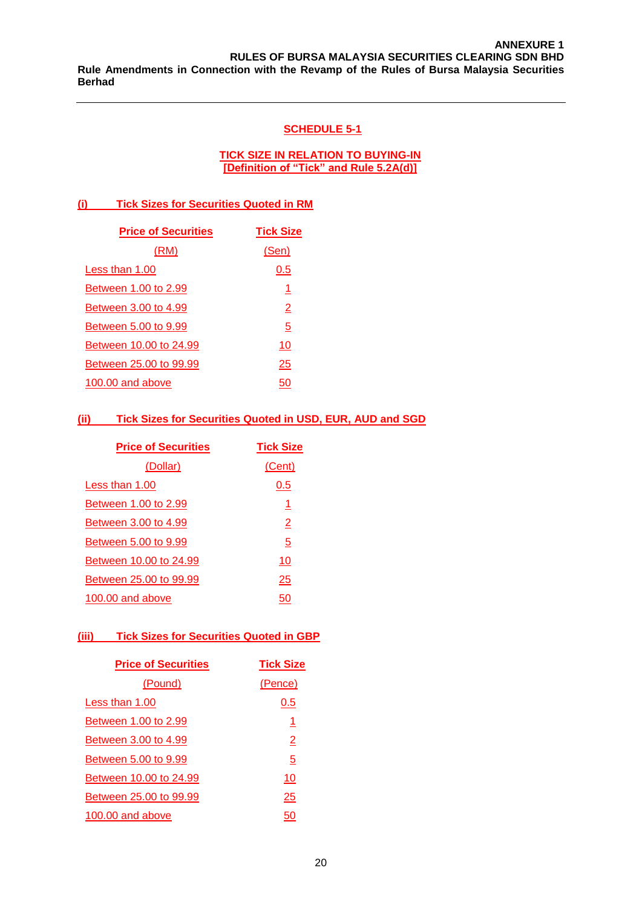**ANNEXURE 1**
**RULES OF BURSA MALAYSIA SECURITIES CLEARING SDN BHD**
**Rule Amendments in Connection with the Revamp of the Rules of Bursa Malaysia Securities Berhad**

---

## SCHEDULE 5-1

### TICK SIZE IN RELATION TO BUYING-IN
### [Definition of "Tick" and Rule 5.2A(d)]

### (i) Tick Sizes for Securities Quoted in RM

| Price of Securities (RM) | Tick Size (Sen) |
|---|---|
| Less than 1.00 | 0.5 |
| Between 1.00 to 2.99 | 1 |
| Between 3.00 to 4.99 | 2 |
| Between 5.00 to 9.99 | 5 |
| Between 10.00 to 24.99 | 10 |
| Between 25.00 to 99.99 | 25 |
| 100.00 and above | 50 |

### (ii) Tick Sizes for Securities Quoted in USD, EUR, AUD and SGD

| Price of Securities (Dollar) | Tick Size (Cent) |
|---|---|
| Less than 1.00 | 0.5 |
| Between 1.00 to 2.99 | 1 |
| Between 3.00 to 4.99 | 2 |
| Between 5.00 to 9.99 | 5 |
| Between 10.00 to 24.99 | 10 |
| Between 25.00 to 99.99 | 25 |
| 100.00 and above | 50 |

### (iii) Tick Sizes for Securities Quoted in GBP

| Price of Securities (Pound) | Tick Size (Pence) |
|---|---|
| Less than 1.00 | 0.5 |
| Between 1.00 to 2.99 | 1 |
| Between 3.00 to 4.99 | 2 |
| Between 5.00 to 9.99 | 5 |
| Between 10.00 to 24.99 | 10 |
| Between 25.00 to 99.99 | 25 |
| 100.00 and above | 50 |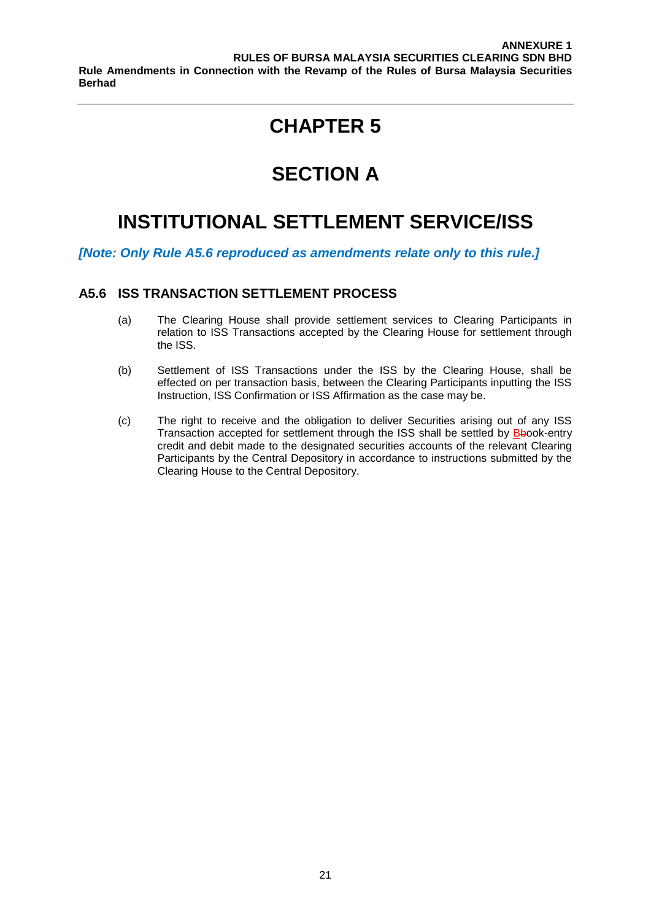# CHAPTER 5

# SECTION A

# INSTITUTIONAL SETTLEMENT SERVICE/ISS

***[Note: Only Rule A5.6 reproduced as amendments relate only to this rule.]***

### A5.6 ISS TRANSACTION SETTLEMENT PROCESS

(a) The Clearing House shall provide settlement services to Clearing Participants in relation to ISS Transactions accepted by the Clearing House for settlement through the ISS.

(b) Settlement of ISS Transactions under the ISS by the Clearing House, shall be effected on per transaction basis, between the Clearing Participants inputting the ISS Instruction, ISS Confirmation or ISS Affirmation as the case may be.

(c) The right to receive and the obligation to deliver Securities arising out of any ISS Transaction accepted for settlement through the ISS shall be settled by B~~b~~ook-entry credit and debit made to the designated securities accounts of the relevant Clearing Participants by the Central Depository in accordance to instructions submitted by the Clearing House to the Central Depository.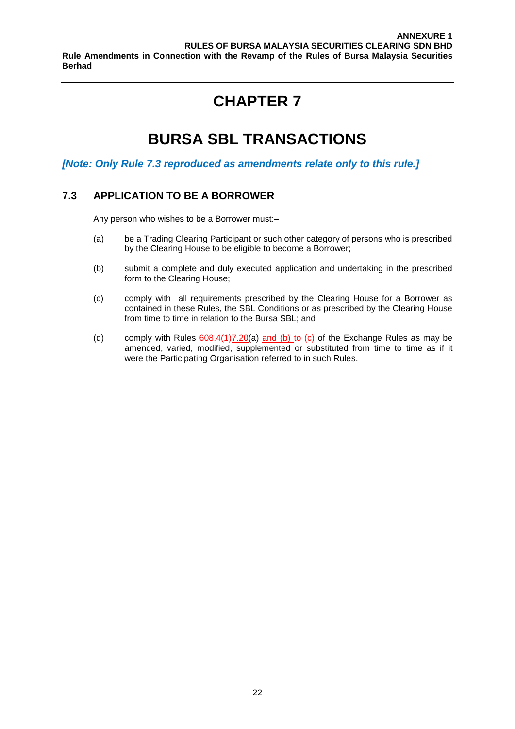# CHAPTER 7

# BURSA SBL TRANSACTIONS

***[Note: Only Rule 7.3 reproduced as amendments relate only to this rule.]***

## 7.3 APPLICATION TO BE A BORROWER

Any person who wishes to be a Borrower must:–

(a) be a Trading Clearing Participant or such other category of persons who is prescribed by the Clearing House to be eligible to become a Borrower;

(b) submit a complete and duly executed application and undertaking in the prescribed form to the Clearing House;

(c) comply with all requirements prescribed by the Clearing House for a Borrower as contained in these Rules, the SBL Conditions or as prescribed by the Clearing House from time to time in relation to the Bursa SBL; and

(d) comply with Rules ~~608.4(1)~~<u>7.20</u>(a) <u>and (b)</u> ~~to (c)~~ of the Exchange Rules as may be amended, varied, modified, supplemented or substituted from time to time as if it were the Participating Organisation referred to in such Rules.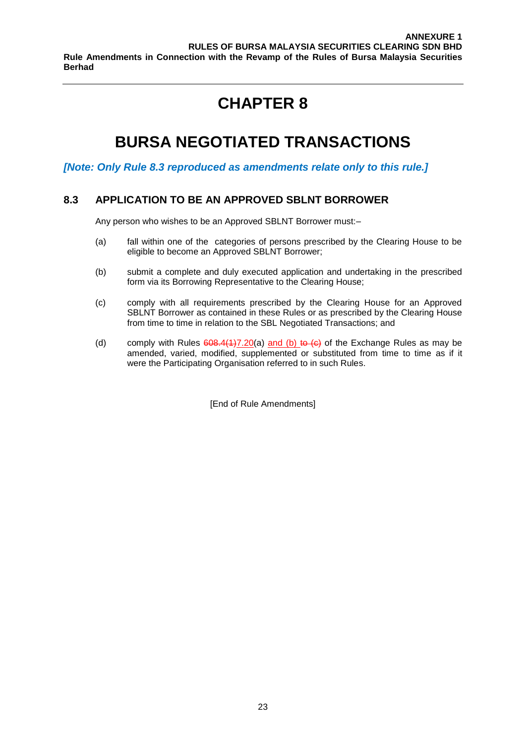# CHAPTER 8

# BURSA NEGOTIATED TRANSACTIONS

*[Note: Only Rule 8.3 reproduced as amendments relate only to this rule.]*

## 8.3 APPLICATION TO BE AN APPROVED SBLNT BORROWER

Any person who wishes to be an Approved SBLNT Borrower must:–

(a) fall within one of the categories of persons prescribed by the Clearing House to be eligible to become an Approved SBLNT Borrower;

(b) submit a complete and duly executed application and undertaking in the prescribed form via its Borrowing Representative to the Clearing House;

(c) comply with all requirements prescribed by the Clearing House for an Approved SBLNT Borrower as contained in these Rules or as prescribed by the Clearing House from time to time in relation to the SBL Negotiated Transactions; and

(d) comply with Rules ~~608.4(1)~~7.20(a) and (b) ~~to (c)~~ of the Exchange Rules as may be amended, varied, modified, supplemented or substituted from time to time as if it were the Participating Organisation referred to in such Rules.

[End of Rule Amendments]